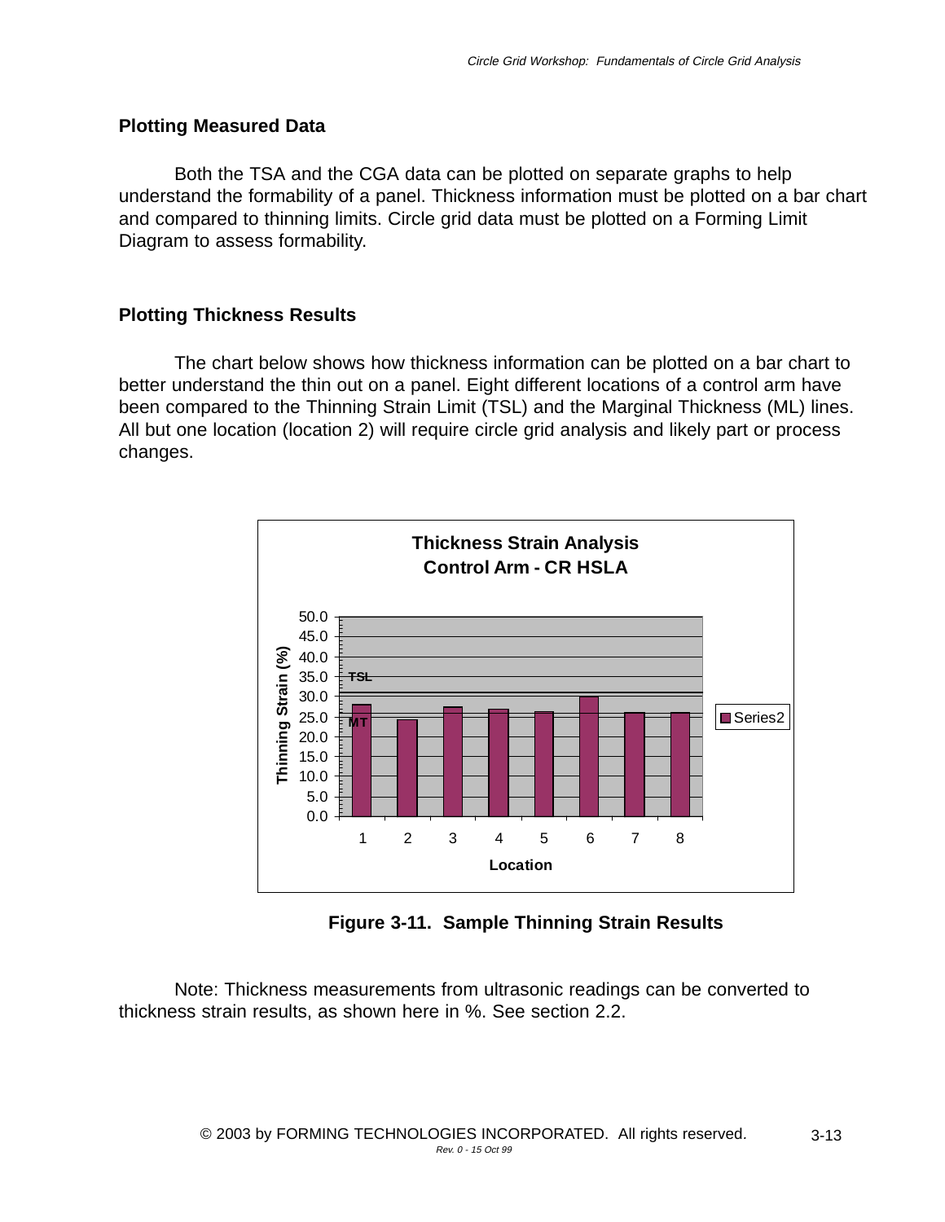## Plotting Measured Data

Both the TSA and the CGA data can be plotted on separate graphs to help understand the formability of a panel. Thickness information must be plotted on a bar chart and compared to thinning limits. Circle grid data must be plotted on a Forming Limit Diagram to assess formability.

## Plotting Thickness Results

The chart below shows how thickness information can be plotted on a bar chart to better understand the thin out on a panel. Eight different locations of a control arm have been compared to the Thinning Strain Limit (TSL) and the Marginal Thickness (ML) lines. All but one location (location 2) will require circle grid analysis and likely part or process changes.

**Figure 3-11. Sample Thinning Strain Results**

Note: Thickness measurements from ultrasonic readings can be converted to thickness strain results, as shown here in %. See section 2.2.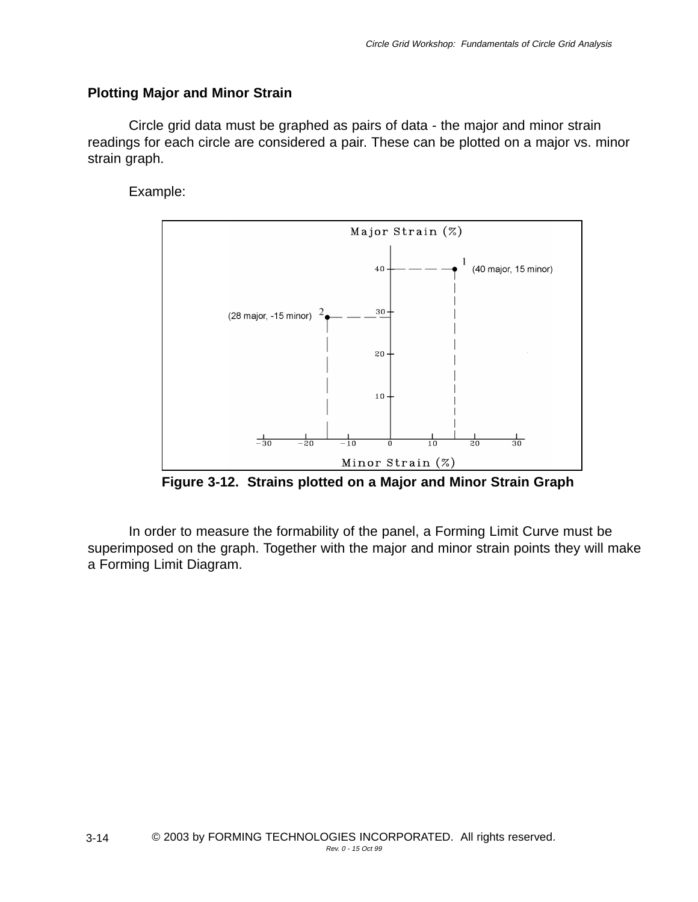### Plotting Major and Minor Strain

Circle grid data must be graphed as pairs of data - the major and minor strain readings for each circle are considered a pair. These can be plotted on a major vs. minor strain graph.

Example:

Major Strain (%)

1 (40 major, 15 minor)

2 (28 major, -15 minor)

40
30
20
10

−30 −20 −10 0 10 20 30

Minor Strain (%)

**Figure 3-12. Strains plotted on a Major and Minor Strain Graph**

In order to measure the formability of the panel, a Forming Limit Curve must be superimposed on the graph. Together with the major and minor strain points they will make a Forming Limit Diagram.